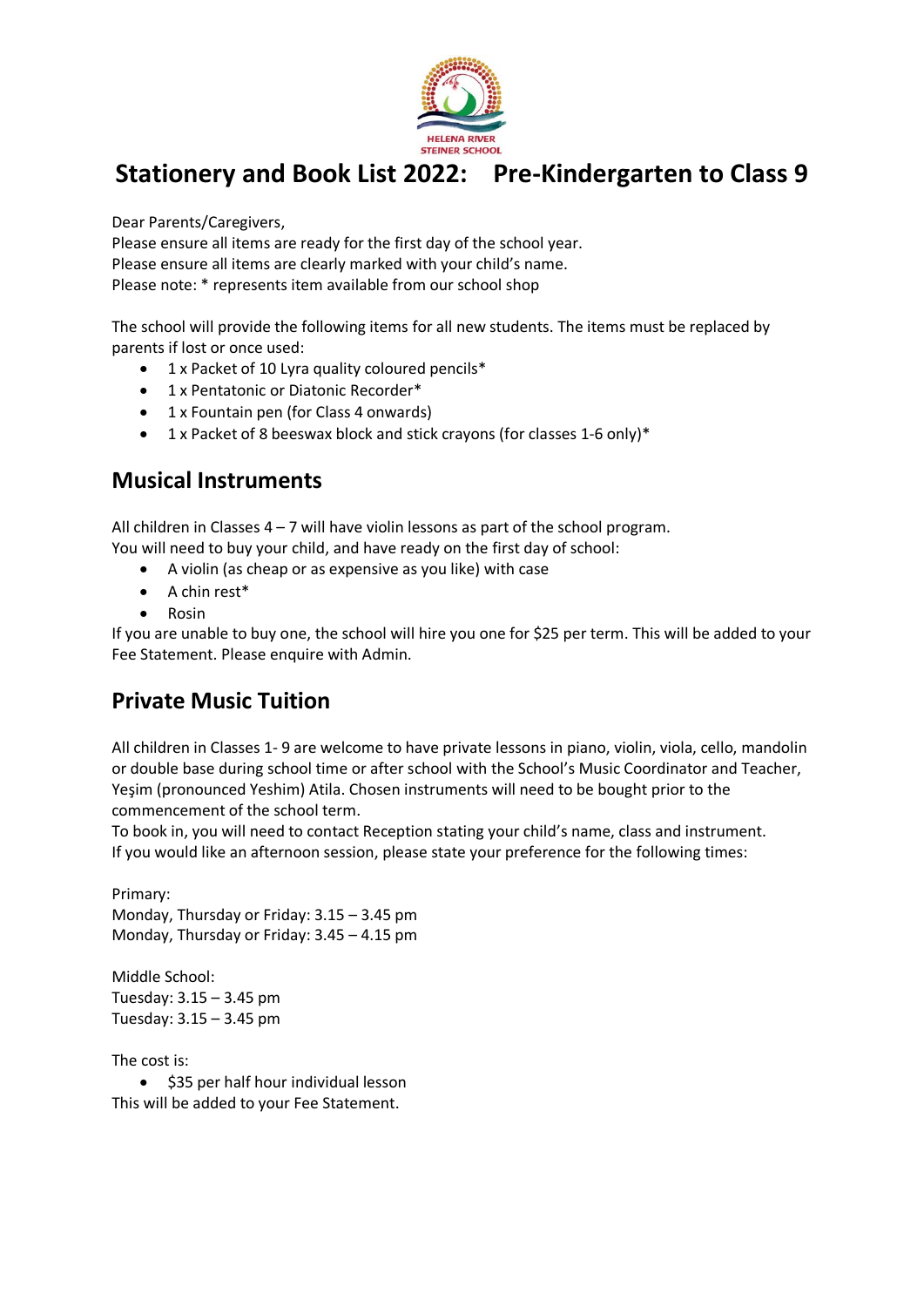HELENA RIVER STEINER SCHOOL

# Stationery and Book List 2022: Pre-Kindergarten to Class 9

Dear Parents/Caregivers,
Please ensure all items are ready for the first day of the school year.
Please ensure all items are clearly marked with your child's name.
Please note: * represents item available from our school shop

The school will provide the following items for all new students. The items must be replaced by parents if lost or once used:

- 1 x Packet of 10 Lyra quality coloured pencils*
- 1 x Pentatonic or Diatonic Recorder*
- 1 x Fountain pen (for Class 4 onwards)
- 1 x Packet of 8 beeswax block and stick crayons (for classes 1-6 only)*

## Musical Instruments

All children in Classes 4 – 7 will have violin lessons as part of the school program.
You will need to buy your child, and have ready on the first day of school:

- A violin (as cheap or as expensive as you like) with case
- A chin rest*
- Rosin

If you are unable to buy one, the school will hire you one for $25 per term. This will be added to your Fee Statement. Please enquire with Admin.

## Private Music Tuition

All children in Classes 1- 9 are welcome to have private lessons in piano, violin, viola, cello, mandolin or double base during school time or after school with the School's Music Coordinator and Teacher, Yeşim (pronounced Yeshim) Atila. Chosen instruments will need to be bought prior to the commencement of the school term.
To book in, you will need to contact Reception stating your child's name, class and instrument.
If you would like an afternoon session, please state your preference for the following times:

Primary:
Monday, Thursday or Friday: 3.15 – 3.45 pm
Monday, Thursday or Friday: 3.45 – 4.15 pm

Middle School:
Tuesday: 3.15 – 3.45 pm
Tuesday: 3.15 – 3.45 pm

The cost is:

- $35 per half hour individual lesson

This will be added to your Fee Statement.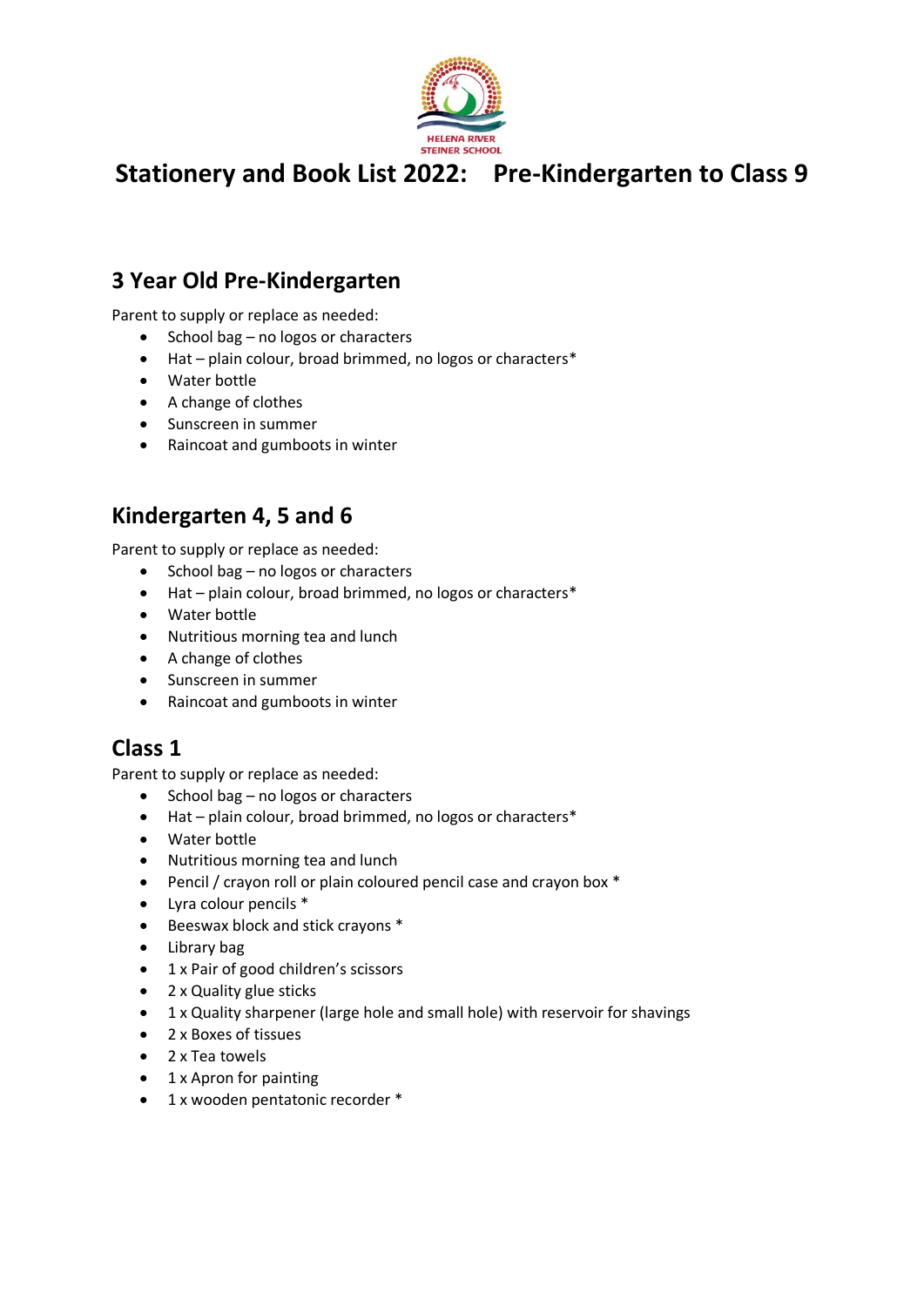HELENA RIVER STEINER SCHOOL

# Stationery and Book List 2022: Pre-Kindergarten to Class 9

## 3 Year Old Pre-Kindergarten

Parent to supply or replace as needed:

- School bag – no logos or characters
- Hat – plain colour, broad brimmed, no logos or characters*
- Water bottle
- A change of clothes
- Sunscreen in summer
- Raincoat and gumboots in winter

## Kindergarten 4, 5 and 6

Parent to supply or replace as needed:

- School bag – no logos or characters
- Hat – plain colour, broad brimmed, no logos or characters*
- Water bottle
- Nutritious morning tea and lunch
- A change of clothes
- Sunscreen in summer
- Raincoat and gumboots in winter

## Class 1

Parent to supply or replace as needed:

- School bag – no logos or characters
- Hat – plain colour, broad brimmed, no logos or characters*
- Water bottle
- Nutritious morning tea and lunch
- Pencil / crayon roll or plain coloured pencil case and crayon box *
- Lyra colour pencils *
- Beeswax block and stick crayons *
- Library bag
- 1 x Pair of good children's scissors
- 2 x Quality glue sticks
- 1 x Quality sharpener (large hole and small hole) with reservoir for shavings
- 2 x Boxes of tissues
- 2 x Tea towels
- 1 x Apron for painting
- 1 x wooden pentatonic recorder *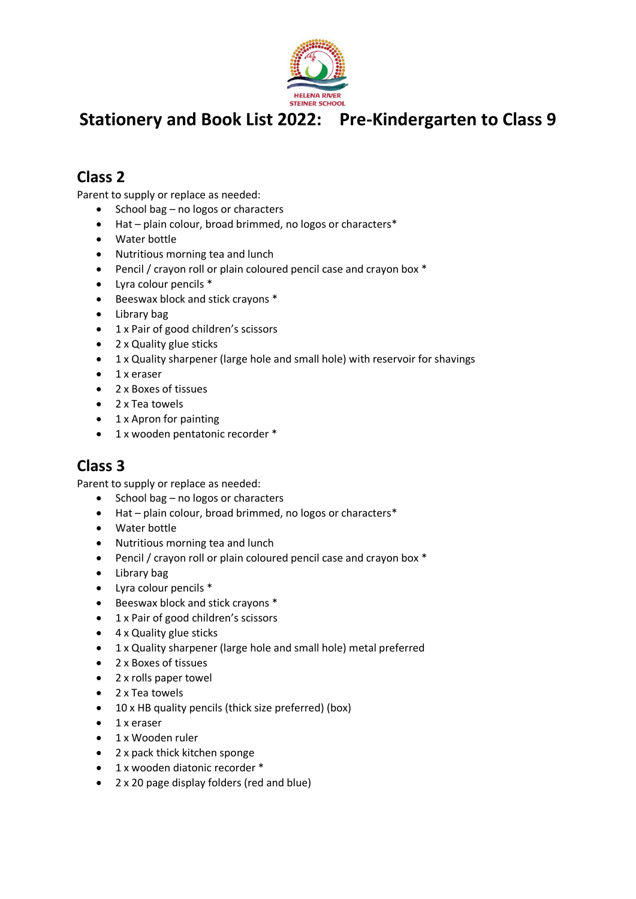HELENA RIVER STEINER SCHOOL

# Stationery and Book List 2022: Pre-Kindergarten to Class 9

## Class 2

Parent to supply or replace as needed:

- School bag – no logos or characters
- Hat – plain colour, broad brimmed, no logos or characters*
- Water bottle
- Nutritious morning tea and lunch
- Pencil / crayon roll or plain coloured pencil case and crayon box *
- Lyra colour pencils *
- Beeswax block and stick crayons *
- Library bag
- 1 x Pair of good children's scissors
- 2 x Quality glue sticks
- 1 x Quality sharpener (large hole and small hole) with reservoir for shavings
- 1 x eraser
- 2 x Boxes of tissues
- 2 x Tea towels
- 1 x Apron for painting
- 1 x wooden pentatonic recorder *

## Class 3

Parent to supply or replace as needed:

- School bag – no logos or characters
- Hat – plain colour, broad brimmed, no logos or characters*
- Water bottle
- Nutritious morning tea and lunch
- Pencil / crayon roll or plain coloured pencil case and crayon box *
- Library bag
- Lyra colour pencils *
- Beeswax block and stick crayons *
- 1 x Pair of good children's scissors
- 4 x Quality glue sticks
- 1 x Quality sharpener (large hole and small hole) metal preferred
- 2 x Boxes of tissues
- 2 x rolls paper towel
- 2 x Tea towels
- 10 x HB quality pencils (thick size preferred) (box)
- 1 x eraser
- 1 x Wooden ruler
- 2 x pack thick kitchen sponge
- 1 x wooden diatonic recorder *
- 2 x 20 page display folders (red and blue)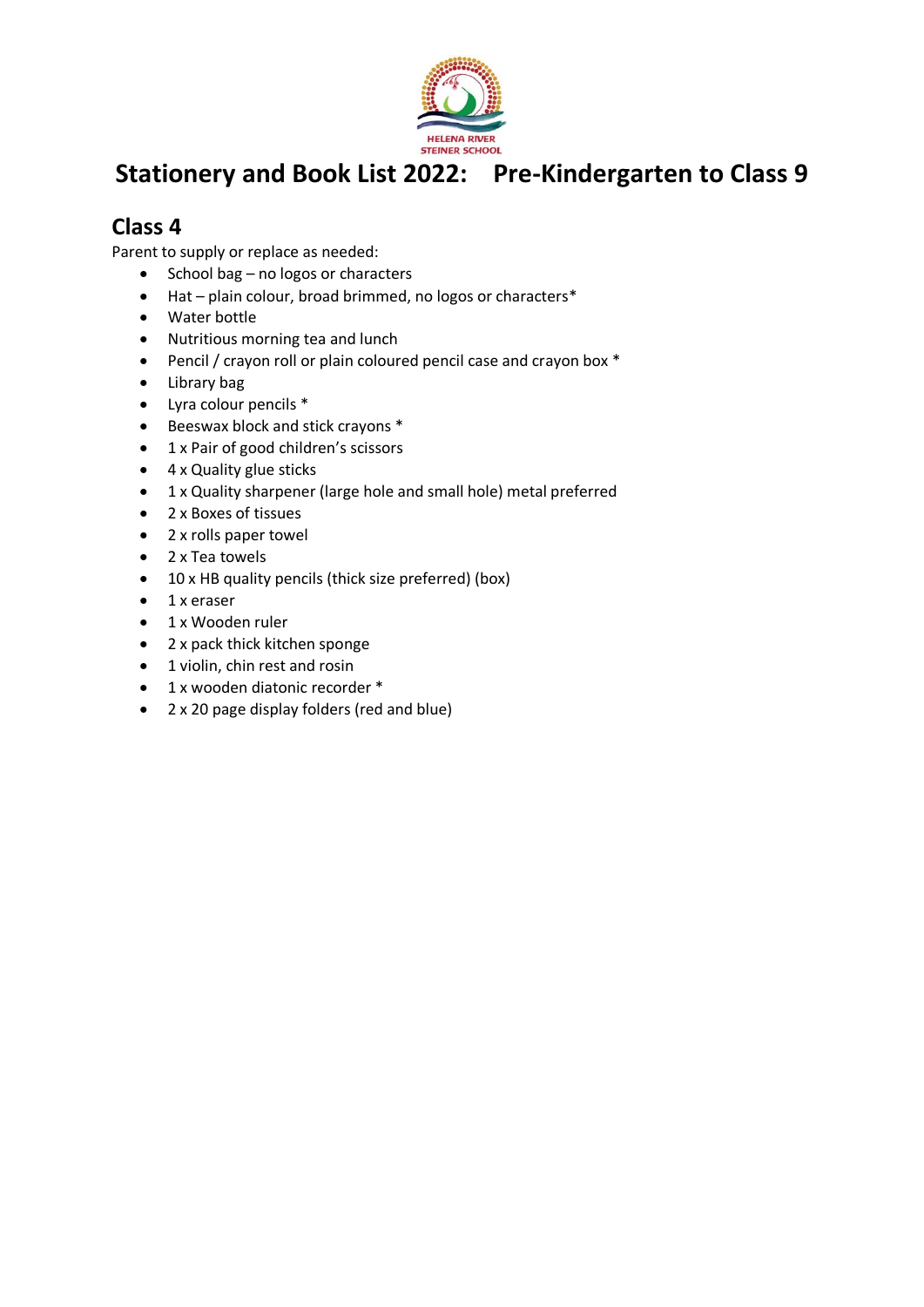HELENA RIVER STEINER SCHOOL

# Stationery and Book List 2022: Pre-Kindergarten to Class 9

## Class 4

Parent to supply or replace as needed:

- School bag – no logos or characters
- Hat – plain colour, broad brimmed, no logos or characters*
- Water bottle
- Nutritious morning tea and lunch
- Pencil / crayon roll or plain coloured pencil case and crayon box *
- Library bag
- Lyra colour pencils *
- Beeswax block and stick crayons *
- 1 x Pair of good children's scissors
- 4 x Quality glue sticks
- 1 x Quality sharpener (large hole and small hole) metal preferred
- 2 x Boxes of tissues
- 2 x rolls paper towel
- 2 x Tea towels
- 10 x HB quality pencils (thick size preferred) (box)
- 1 x eraser
- 1 x Wooden ruler
- 2 x pack thick kitchen sponge
- 1 violin, chin rest and rosin
- 1 x wooden diatonic recorder *
- 2 x 20 page display folders (red and blue)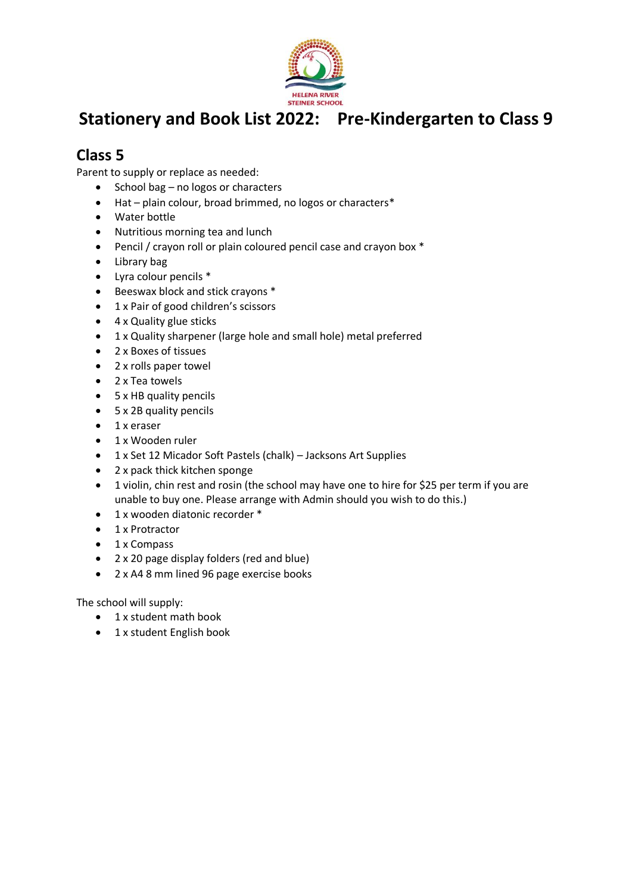HELENA RIVER
STEINER SCHOOL

# Stationery and Book List 2022: Pre-Kindergarten to Class 9

## Class 5

Parent to supply or replace as needed:

- School bag – no logos or characters
- Hat – plain colour, broad brimmed, no logos or characters*
- Water bottle
- Nutritious morning tea and lunch
- Pencil / crayon roll or plain coloured pencil case and crayon box *
- Library bag
- Lyra colour pencils *
- Beeswax block and stick crayons *
- 1 x Pair of good children's scissors
- 4 x Quality glue sticks
- 1 x Quality sharpener (large hole and small hole) metal preferred
- 2 x Boxes of tissues
- 2 x rolls paper towel
- 2 x Tea towels
- 5 x HB quality pencils
- 5 x 2B quality pencils
- 1 x eraser
- 1 x Wooden ruler
- 1 x Set 12 Micador Soft Pastels (chalk) – Jacksons Art Supplies
- 2 x pack thick kitchen sponge
- 1 violin, chin rest and rosin (the school may have one to hire for $25 per term if you are unable to buy one. Please arrange with Admin should you wish to do this.)
- 1 x wooden diatonic recorder *
- 1 x Protractor
- 1 x Compass
- 2 x 20 page display folders (red and blue)
- 2 x A4 8 mm lined 96 page exercise books

The school will supply:

- 1 x student math book
- 1 x student English book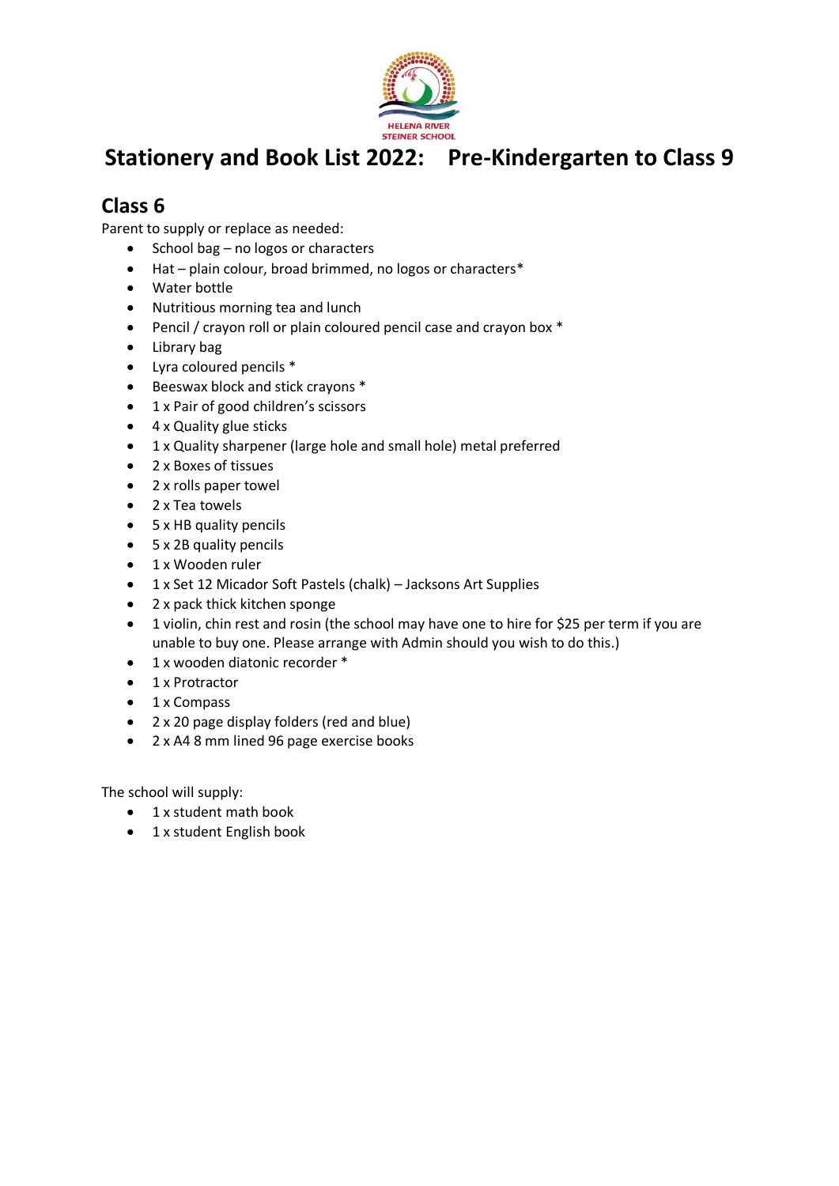HELENA RIVER STEINER SCHOOL

# Stationery and Book List 2022: Pre-Kindergarten to Class 9

## Class 6

Parent to supply or replace as needed:

- School bag – no logos or characters
- Hat – plain colour, broad brimmed, no logos or characters*
- Water bottle
- Nutritious morning tea and lunch
- Pencil / crayon roll or plain coloured pencil case and crayon box *
- Library bag
- Lyra coloured pencils *
- Beeswax block and stick crayons *
- 1 x Pair of good children's scissors
- 4 x Quality glue sticks
- 1 x Quality sharpener (large hole and small hole) metal preferred
- 2 x Boxes of tissues
- 2 x rolls paper towel
- 2 x Tea towels
- 5 x HB quality pencils
- 5 x 2B quality pencils
- 1 x Wooden ruler
- 1 x Set 12 Micador Soft Pastels (chalk) – Jacksons Art Supplies
- 2 x pack thick kitchen sponge
- 1 violin, chin rest and rosin (the school may have one to hire for $25 per term if you are unable to buy one. Please arrange with Admin should you wish to do this.)
- 1 x wooden diatonic recorder *
- 1 x Protractor
- 1 x Compass
- 2 x 20 page display folders (red and blue)
- 2 x A4 8 mm lined 96 page exercise books

The school will supply:

- 1 x student math book
- 1 x student English book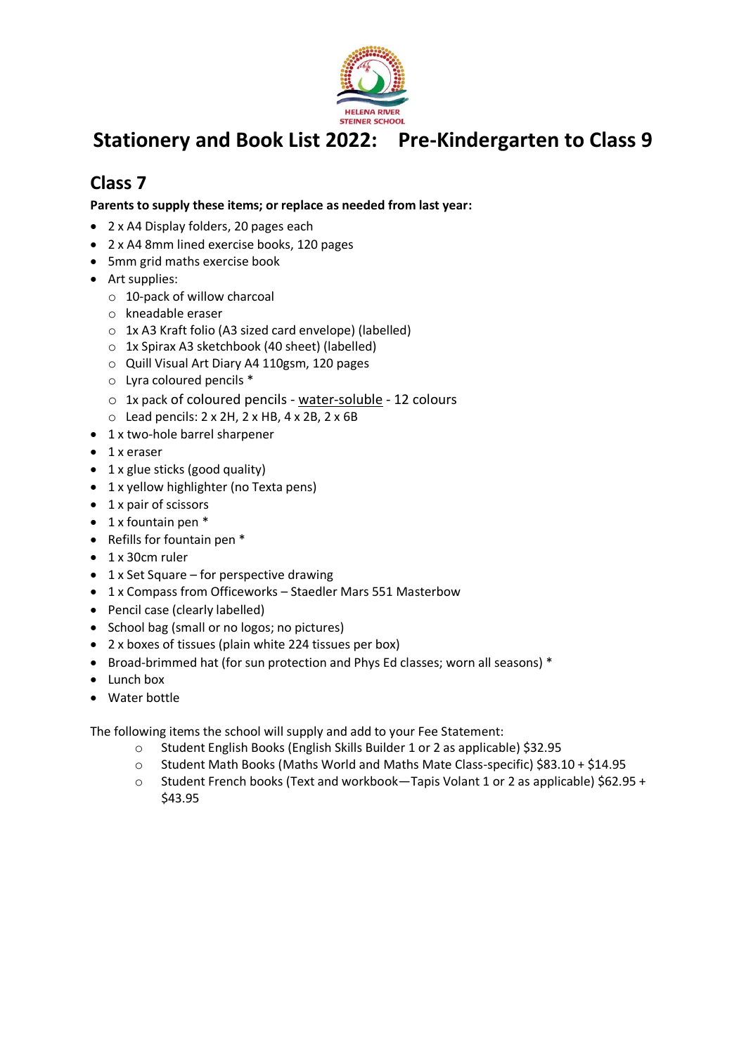HELENA RIVER STEINER SCHOOL

# Stationery and Book List 2022: Pre-Kindergarten to Class 9

## Class 7

**Parents to supply these items; or replace as needed from last year:**

- 2 x A4 Display folders, 20 pages each
- 2 x A4 8mm lined exercise books, 120 pages
- 5mm grid maths exercise book
- Art supplies:
  - 10-pack of willow charcoal
  - kneadable eraser
  - 1x A3 Kraft folio (A3 sized card envelope) (labelled)
  - 1x Spirax A3 sketchbook (40 sheet) (labelled)
  - Quill Visual Art Diary A4 110gsm, 120 pages
  - Lyra coloured pencils *
  - 1x pack of coloured pencils - water-soluble - 12 colours
  - Lead pencils: 2 x 2H, 2 x HB, 4 x 2B, 2 x 6B
- 1 x two-hole barrel sharpener
- 1 x eraser
- 1 x glue sticks (good quality)
- 1 x yellow highlighter (no Texta pens)
- 1 x pair of scissors
- 1 x fountain pen *
- Refills for fountain pen *
- 1 x 30cm ruler
- 1 x Set Square – for perspective drawing
- 1 x Compass from Officeworks – Staedler Mars 551 Masterbow
- Pencil case (clearly labelled)
- School bag (small or no logos; no pictures)
- 2 x boxes of tissues (plain white 224 tissues per box)
- Broad-brimmed hat (for sun protection and Phys Ed classes; worn all seasons) *
- Lunch box
- Water bottle

The following items the school will supply and add to your Fee Statement:

- Student English Books (English Skills Builder 1 or 2 as applicable) $32.95
- Student Math Books (Maths World and Maths Mate Class-specific) $83.10 + $14.95
- Student French books (Text and workbook—Tapis Volant 1 or 2 as applicable) $62.95 + $43.95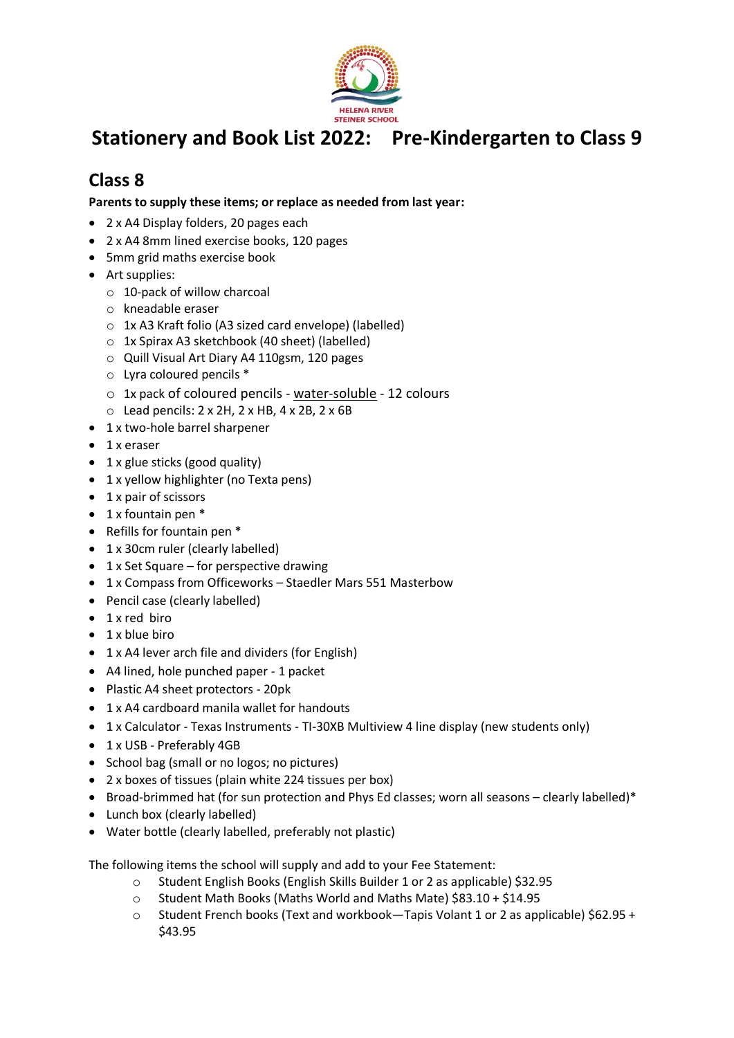HELENA RIVER STEINER SCHOOL

# Stationery and Book List 2022: Pre-Kindergarten to Class 9

## Class 8

**Parents to supply these items; or replace as needed from last year:**

- 2 x A4 Display folders, 20 pages each
- 2 x A4 8mm lined exercise books, 120 pages
- 5mm grid maths exercise book
- Art supplies:
  - 10-pack of willow charcoal
  - kneadable eraser
  - 1x A3 Kraft folio (A3 sized card envelope) (labelled)
  - 1x Spirax A3 sketchbook (40 sheet) (labelled)
  - Quill Visual Art Diary A4 110gsm, 120 pages
  - Lyra coloured pencils *
  - 1x pack of coloured pencils - water-soluble - 12 colours
  - Lead pencils: 2 x 2H, 2 x HB, 4 x 2B, 2 x 6B
- 1 x two-hole barrel sharpener
- 1 x eraser
- 1 x glue sticks (good quality)
- 1 x yellow highlighter (no Texta pens)
- 1 x pair of scissors
- 1 x fountain pen *
- Refills for fountain pen *
- 1 x 30cm ruler (clearly labelled)
- 1 x Set Square – for perspective drawing
- 1 x Compass from Officeworks – Staedler Mars 551 Masterbow
- Pencil case (clearly labelled)
- 1 x red biro
- 1 x blue biro
- 1 x A4 lever arch file and dividers (for English)
- A4 lined, hole punched paper - 1 packet
- Plastic A4 sheet protectors - 20pk
- 1 x A4 cardboard manila wallet for handouts
- 1 x Calculator - Texas Instruments - TI-30XB Multiview 4 line display (new students only)
- 1 x USB - Preferably 4GB
- School bag (small or no logos; no pictures)
- 2 x boxes of tissues (plain white 224 tissues per box)
- Broad-brimmed hat (for sun protection and Phys Ed classes; worn all seasons – clearly labelled)*
- Lunch box (clearly labelled)
- Water bottle (clearly labelled, preferably not plastic)

The following items the school will supply and add to your Fee Statement:

- Student English Books (English Skills Builder 1 or 2 as applicable) $32.95
- Student Math Books (Maths World and Maths Mate) $83.10 + $14.95
- Student French books (Text and workbook—Tapis Volant 1 or 2 as applicable) $62.95 + $43.95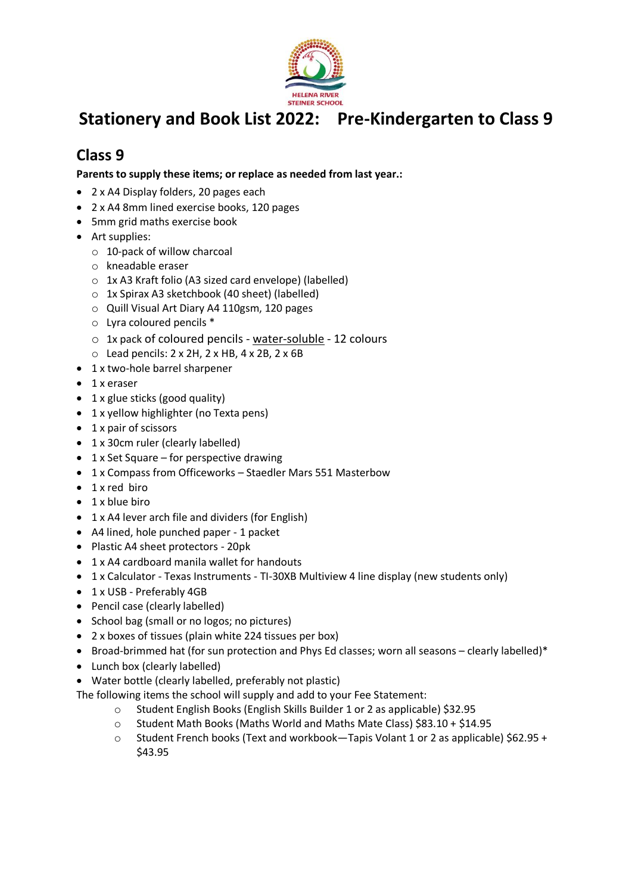HELENA RIVER STEINER SCHOOL

# Stationery and Book List 2022: Pre-Kindergarten to Class 9

## Class 9

**Parents to supply these items; or replace as needed from last year.:**

- 2 x A4 Display folders, 20 pages each
- 2 x A4 8mm lined exercise books, 120 pages
- 5mm grid maths exercise book
- Art supplies:
  - 10-pack of willow charcoal
  - kneadable eraser
  - 1x A3 Kraft folio (A3 sized card envelope) (labelled)
  - 1x Spirax A3 sketchbook (40 sheet) (labelled)
  - Quill Visual Art Diary A4 110gsm, 120 pages
  - Lyra coloured pencils *
  - 1x pack of coloured pencils - water-soluble - 12 colours
  - Lead pencils: 2 x 2H, 2 x HB, 4 x 2B, 2 x 6B
- 1 x two-hole barrel sharpener
- 1 x eraser
- 1 x glue sticks (good quality)
- 1 x yellow highlighter (no Texta pens)
- 1 x pair of scissors
- 1 x 30cm ruler (clearly labelled)
- 1 x Set Square – for perspective drawing
- 1 x Compass from Officeworks – Staedler Mars 551 Masterbow
- 1 x red biro
- 1 x blue biro
- 1 x A4 lever arch file and dividers (for English)
- A4 lined, hole punched paper - 1 packet
- Plastic A4 sheet protectors - 20pk
- 1 x A4 cardboard manila wallet for handouts
- 1 x Calculator - Texas Instruments - TI-30XB Multiview 4 line display (new students only)
- 1 x USB - Preferably 4GB
- Pencil case (clearly labelled)
- School bag (small or no logos; no pictures)
- 2 x boxes of tissues (plain white 224 tissues per box)
- Broad-brimmed hat (for sun protection and Phys Ed classes; worn all seasons – clearly labelled)*
- Lunch box (clearly labelled)
- Water bottle (clearly labelled, preferably not plastic)

The following items the school will supply and add to your Fee Statement:

- Student English Books (English Skills Builder 1 or 2 as applicable) $32.95
- Student Math Books (Maths World and Maths Mate Class) $83.10 + $14.95
- Student French books (Text and workbook—Tapis Volant 1 or 2 as applicable) $62.95 + $43.95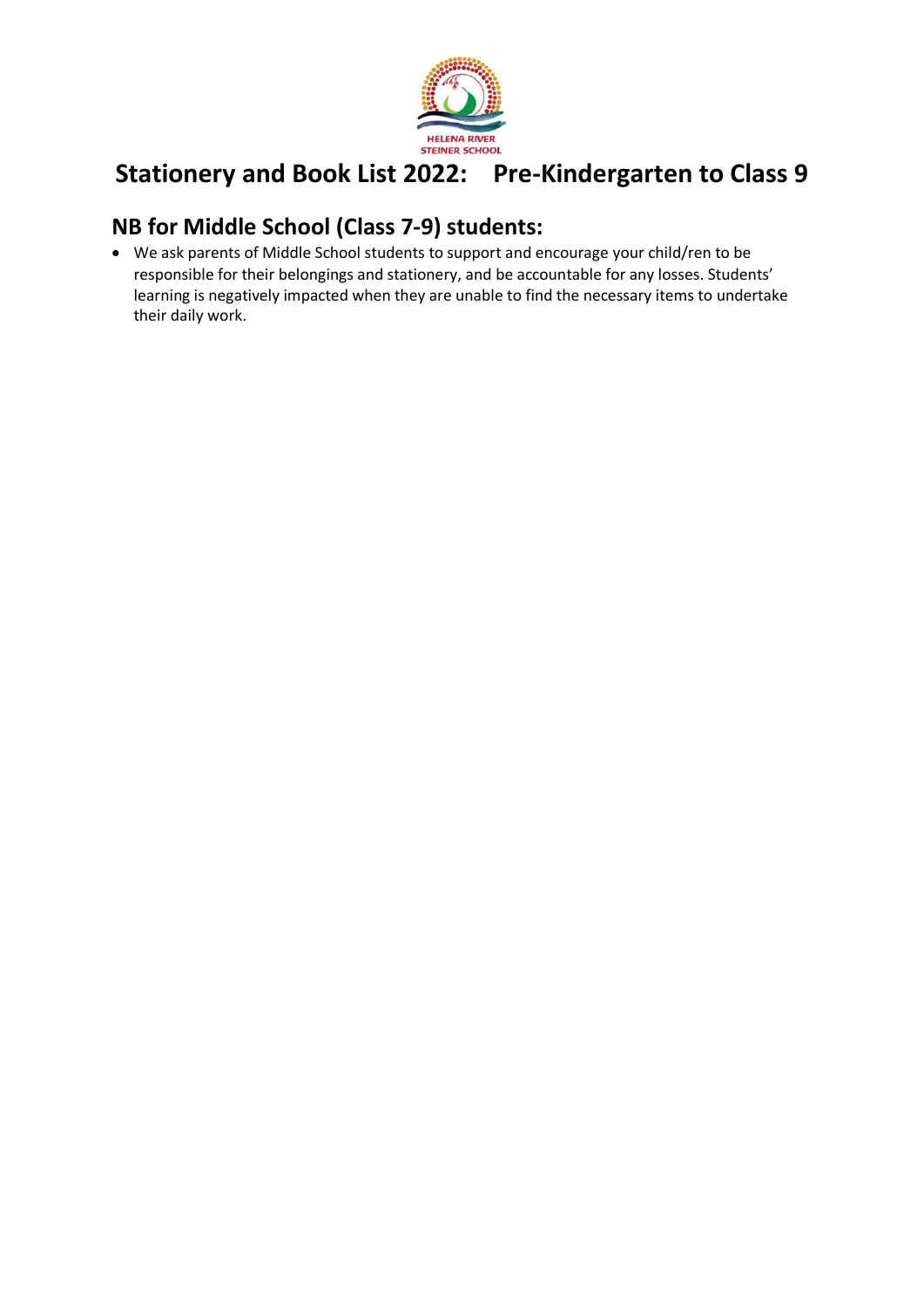# Stationery and Book List 2022: Pre-Kindergarten to Class 9

## NB for Middle School (Class 7-9) students:

- We ask parents of Middle School students to support and encourage your child/ren to be responsible for their belongings and stationery, and be accountable for any losses. Students' learning is negatively impacted when they are unable to find the necessary items to undertake their daily work.